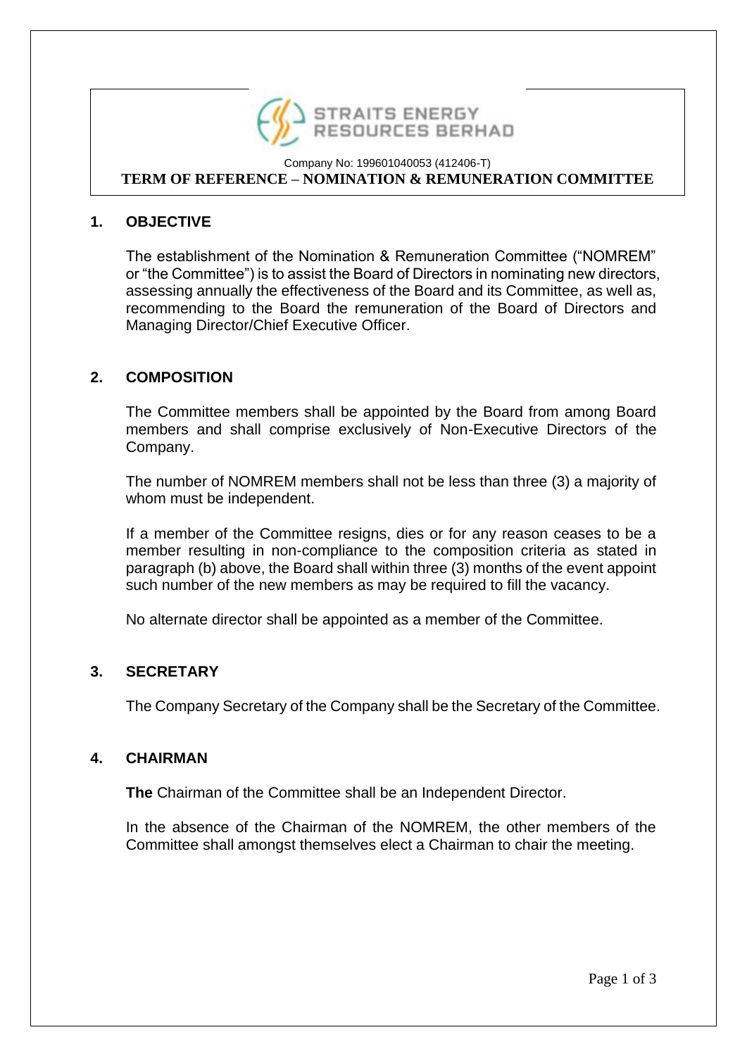**STRAITS ENERGY RESOURCES BERHAD**

Company No: 199601040053 (412406-T)

# TERM OF REFERENCE – NOMINATION & REMUNERATION COMMITTEE

## 1. OBJECTIVE

The establishment of the Nomination & Remuneration Committee ("NOMREM" or "the Committee") is to assist the Board of Directors in nominating new directors, assessing annually the effectiveness of the Board and its Committee, as well as, recommending to the Board the remuneration of the Board of Directors and Managing Director/Chief Executive Officer.

## 2. COMPOSITION

The Committee members shall be appointed by the Board from among Board members and shall comprise exclusively of Non-Executive Directors of the Company.

The number of NOMREM members shall not be less than three (3) a majority of whom must be independent.

If a member of the Committee resigns, dies or for any reason ceases to be a member resulting in non-compliance to the composition criteria as stated in paragraph (b) above, the Board shall within three (3) months of the event appoint such number of the new members as may be required to fill the vacancy.

No alternate director shall be appointed as a member of the Committee.

## 3. SECRETARY

The Company Secretary of the Company shall be the Secretary of the Committee.

## 4. CHAIRMAN

**The** Chairman of the Committee shall be an Independent Director.

In the absence of the Chairman of the NOMREM, the other members of the Committee shall amongst themselves elect a Chairman to chair the meeting.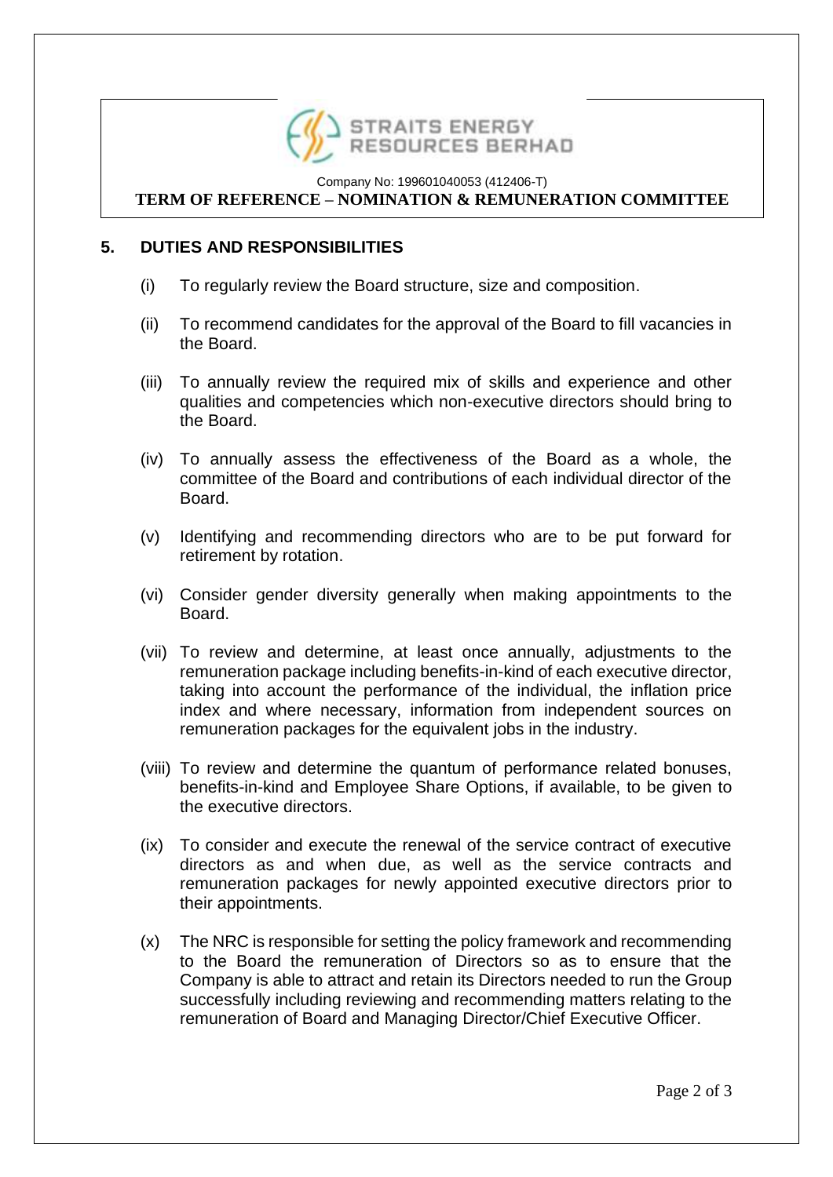## 5. DUTIES AND RESPONSIBILITIES

(i) To regularly review the Board structure, size and composition.

(ii) To recommend candidates for the approval of the Board to fill vacancies in the Board.

(iii) To annually review the required mix of skills and experience and other qualities and competencies which non-executive directors should bring to the Board.

(iv) To annually assess the effectiveness of the Board as a whole, the committee of the Board and contributions of each individual director of the Board.

(v) Identifying and recommending directors who are to be put forward for retirement by rotation.

(vi) Consider gender diversity generally when making appointments to the Board.

(vii) To review and determine, at least once annually, adjustments to the remuneration package including benefits-in-kind of each executive director, taking into account the performance of the individual, the inflation price index and where necessary, information from independent sources on remuneration packages for the equivalent jobs in the industry.

(viii) To review and determine the quantum of performance related bonuses, benefits-in-kind and Employee Share Options, if available, to be given to the executive directors.

(ix) To consider and execute the renewal of the service contract of executive directors as and when due, as well as the service contracts and remuneration packages for newly appointed executive directors prior to their appointments.

(x) The NRC is responsible for setting the policy framework and recommending to the Board the remuneration of Directors so as to ensure that the Company is able to attract and retain its Directors needed to run the Group successfully including reviewing and recommending matters relating to the remuneration of Board and Managing Director/Chief Executive Officer.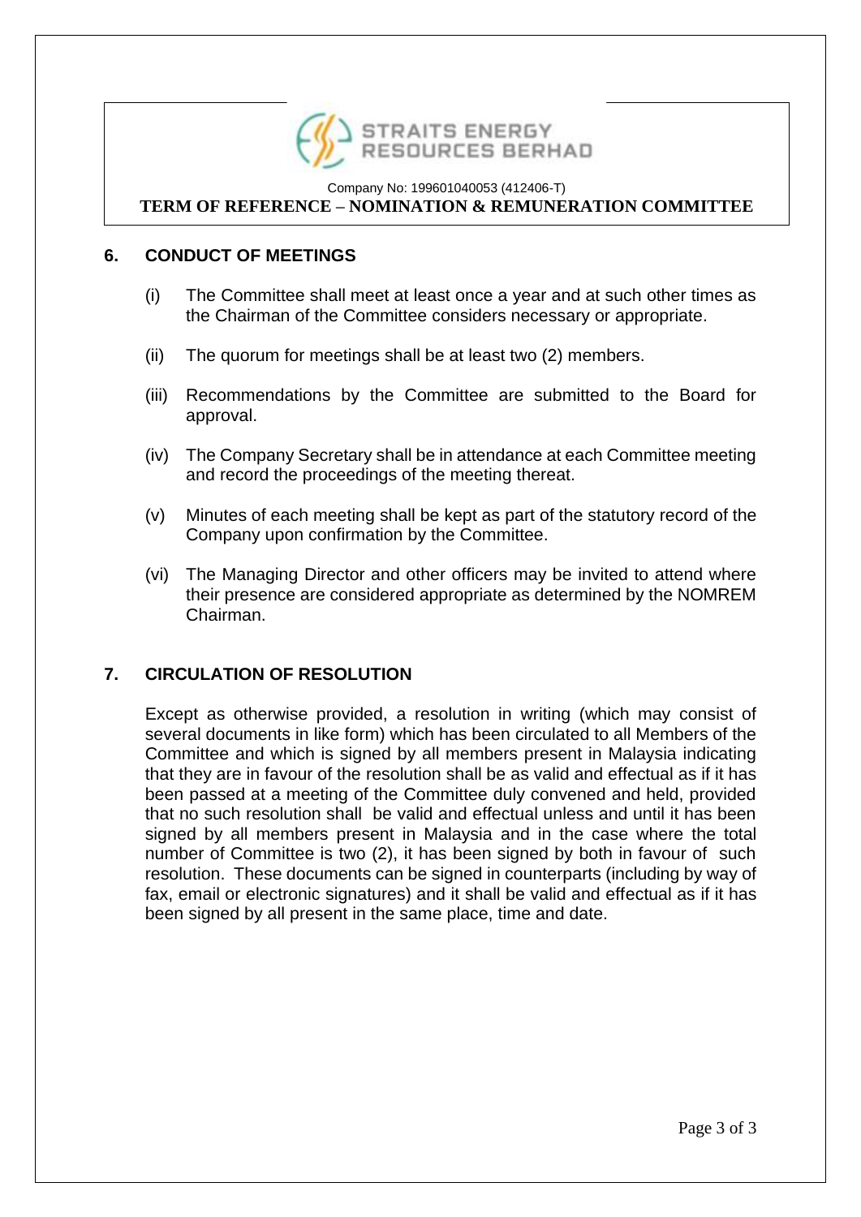## 6. CONDUCT OF MEETINGS

(i) The Committee shall meet at least once a year and at such other times as the Chairman of the Committee considers necessary or appropriate.

(ii) The quorum for meetings shall be at least two (2) members.

(iii) Recommendations by the Committee are submitted to the Board for approval.

(iv) The Company Secretary shall be in attendance at each Committee meeting and record the proceedings of the meeting thereat.

(v) Minutes of each meeting shall be kept as part of the statutory record of the Company upon confirmation by the Committee.

(vi) The Managing Director and other officers may be invited to attend where their presence are considered appropriate as determined by the NOMREM Chairman.

## 7. CIRCULATION OF RESOLUTION

Except as otherwise provided, a resolution in writing (which may consist of several documents in like form) which has been circulated to all Members of the Committee and which is signed by all members present in Malaysia indicating that they are in favour of the resolution shall be as valid and effectual as if it has been passed at a meeting of the Committee duly convened and held, provided that no such resolution shall be valid and effectual unless and until it has been signed by all members present in Malaysia and in the case where the total number of Committee is two (2), it has been signed by both in favour of such resolution. These documents can be signed in counterparts (including by way of fax, email or electronic signatures) and it shall be valid and effectual as if it has been signed by all present in the same place, time and date.